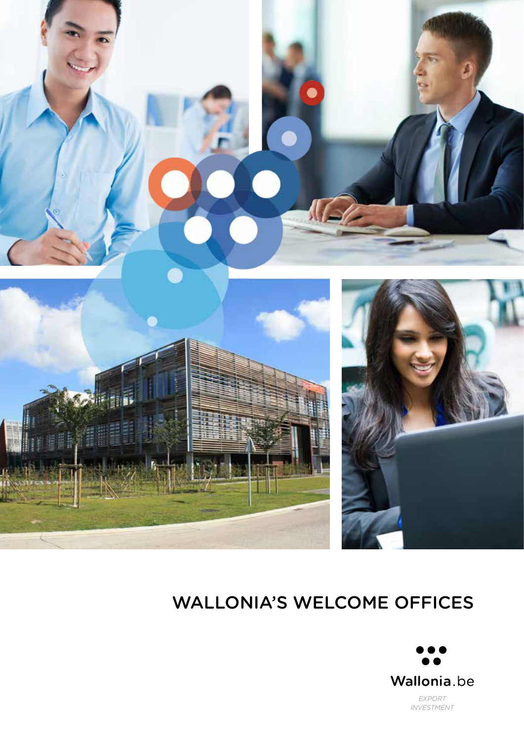# WALLONIA'S WELCOME OFFICES

Wallonia.be

*EXPORT*
*INVESTMENT*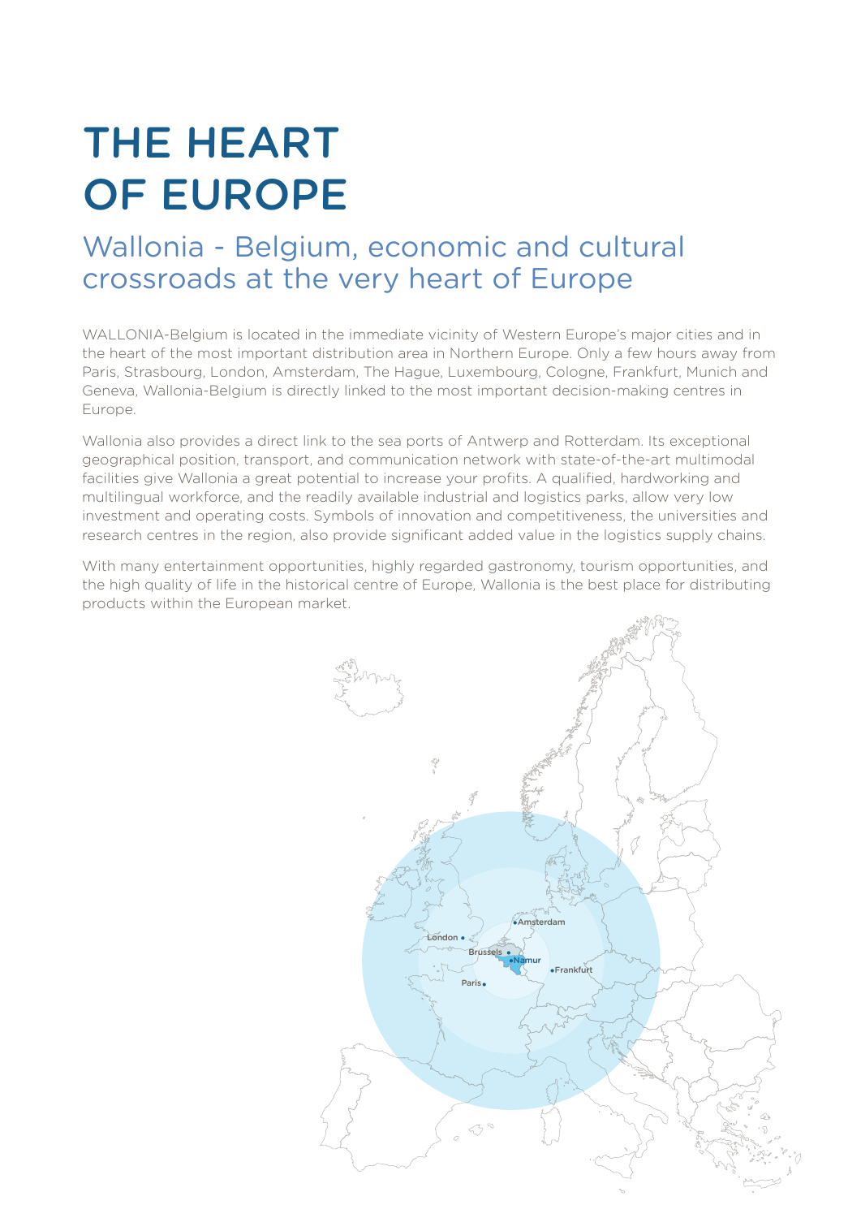# THE HEART OF EUROPE

## Wallonia - Belgium, economic and cultural crossroads at the very heart of Europe

WALLONIA-Belgium is located in the immediate vicinity of Western Europe's major cities and in the heart of the most important distribution area in Northern Europe. Only a few hours away from Paris, Strasbourg, London, Amsterdam, The Hague, Luxembourg, Cologne, Frankfurt, Munich and Geneva, Wallonia-Belgium is directly linked to the most important decision-making centres in Europe.

Wallonia also provides a direct link to the sea ports of Antwerp and Rotterdam. Its exceptional geographical position, transport, and communication network with state-of-the-art multimodal facilities give Wallonia a great potential to increase your profits. A qualified, hardworking and multilingual workforce, and the readily available industrial and logistics parks, allow very low investment and operating costs. Symbols of innovation and competitiveness, the universities and research centres in the region, also provide significant added value in the logistics supply chains.

With many entertainment opportunities, highly regarded gastronomy, tourism opportunities, and the high quality of life in the historical centre of Europe, Wallonia is the best place for distributing products within the European market.

Amsterdam
London
Brussels
Namur
Frankfurt
Paris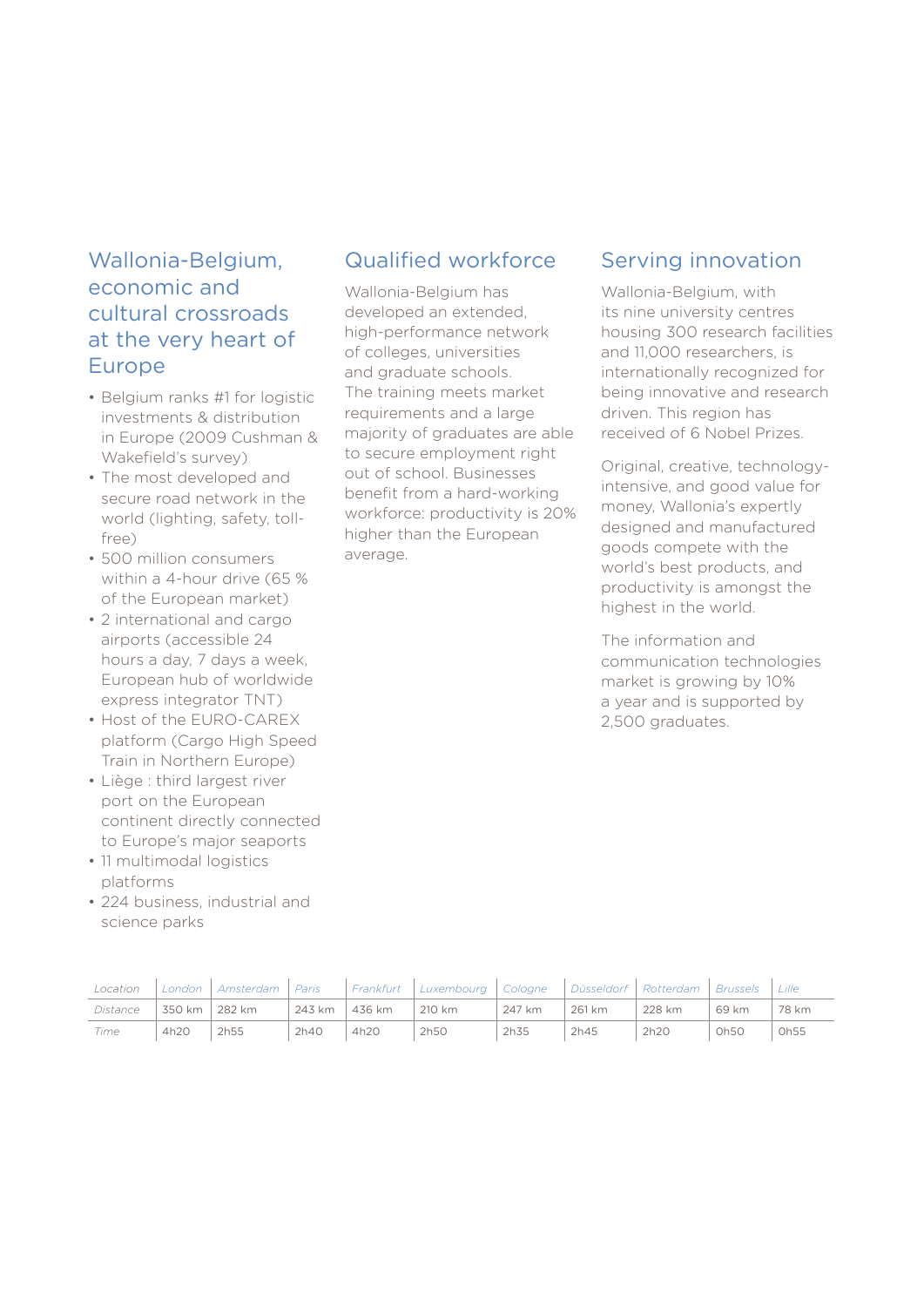## Wallonia-Belgium, economic and cultural crossroads at the very heart of Europe

- Belgium ranks #1 for logistic investments & distribution in Europe (2009 Cushman & Wakefield's survey)
- The most developed and secure road network in the world (lighting, safety, toll-free)
- 500 million consumers within a 4-hour drive (65 % of the European market)
- 2 international and cargo airports (accessible 24 hours a day, 7 days a week, European hub of worldwide express integrator TNT)
- Host of the EURO-CAREX platform (Cargo High Speed Train in Northern Europe)
- Liège : third largest river port on the European continent directly connected to Europe's major seaports
- 11 multimodal logistics platforms
- 224 business, industrial and science parks

## Qualified workforce

Wallonia-Belgium has developed an extended, high-performance network of colleges, universities and graduate schools. The training meets market requirements and a large majority of graduates are able to secure employment right out of school. Businesses benefit from a hard-working workforce: productivity is 20% higher than the European average.

## Serving innovation

Wallonia-Belgium, with its nine university centres housing 300 research facilities and 11,000 researchers, is internationally recognized for being innovative and research driven. This region has received of 6 Nobel Prizes.

Original, creative, technology-intensive, and good value for money, Wallonia's expertly designed and manufactured goods compete with the world's best products, and productivity is amongst the highest in the world.

The information and communication technologies market is growing by 10% a year and is supported by 2,500 graduates.

| Location | London | Amsterdam | Paris | Frankfurt | Luxembourg | Cologne | Düsseldorf | Rotterdam | Brussels | Lille |
|---|---|---|---|---|---|---|---|---|---|---|
| Distance | 350 km | 282 km | 243 km | 436 km | 210 km | 247 km | 261 km | 228 km | 69 km | 78 km |
| Time | 4h20 | 2h55 | 2h40 | 4h20 | 2h50 | 2h35 | 2h45 | 2h20 | 0h50 | 0h55 |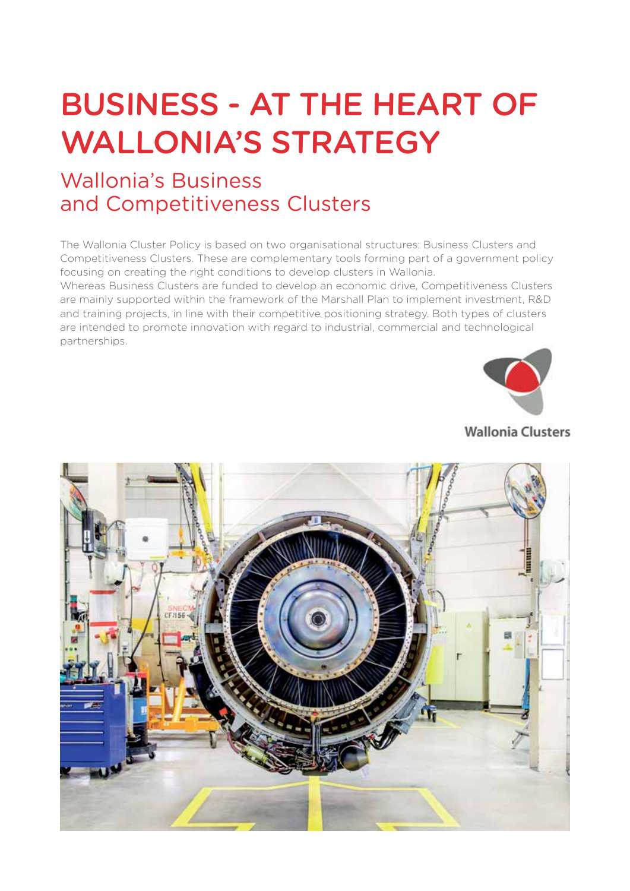# BUSINESS - AT THE HEART OF WALLONIA'S STRATEGY

## Wallonia's Business and Competitiveness Clusters

The Wallonia Cluster Policy is based on two organisational structures: Business Clusters and Competitiveness Clusters. These are complementary tools forming part of a government policy focusing on creating the right conditions to develop clusters in Wallonia.
Whereas Business Clusters are funded to develop an economic drive, Competitiveness Clusters are mainly supported within the framework of the Marshall Plan to implement investment, R&D and training projects, in line with their competitive positioning strategy. Both types of clusters are intended to promote innovation with regard to industrial, commercial and technological partnerships.

Wallonia Clusters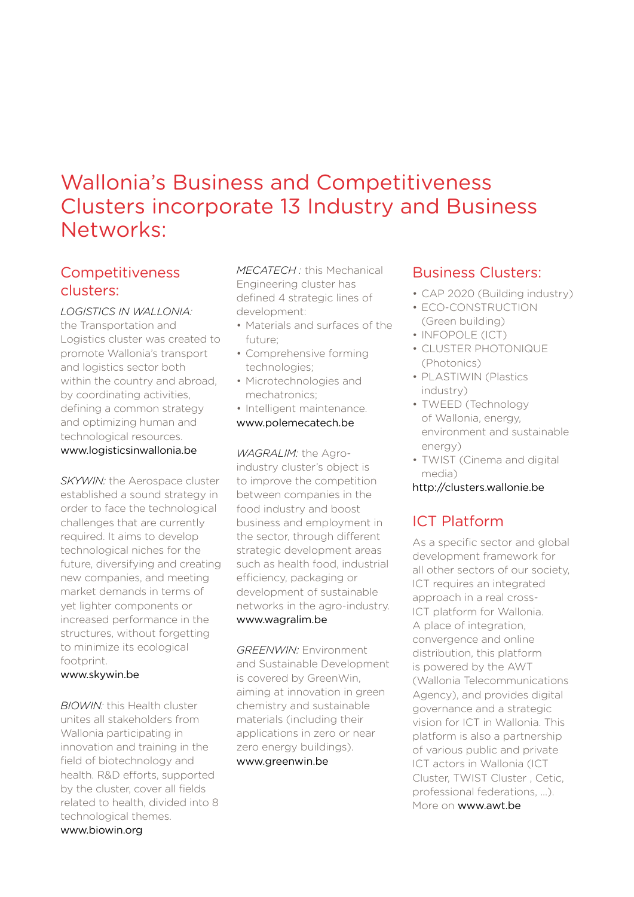# Wallonia's Business and Competitiveness Clusters incorporate 13 Industry and Business Networks:

## Competitiveness clusters:

*LOGISTICS IN WALLONIA:* the Transportation and Logistics cluster was created to promote Wallonia's transport and logistics sector both within the country and abroad, by coordinating activities, defining a common strategy and optimizing human and technological resources.
www.logisticsinwallonia.be

*SKYWIN:* the Aerospace cluster established a sound strategy in order to face the technological challenges that are currently required. It aims to develop technological niches for the future, diversifying and creating new companies, and meeting market demands in terms of yet lighter components or increased performance in the structures, without forgetting to minimize its ecological footprint.
www.skywin.be

*BIOWIN:* this Health cluster unites all stakeholders from Wallonia participating in innovation and training in the field of biotechnology and health. R&D efforts, supported by the cluster, cover all fields related to health, divided into 8 technological themes.
www.biowin.org

*MECATECH :* this Mechanical Engineering cluster has defined 4 strategic lines of development:

- Materials and surfaces of the future;
- Comprehensive forming technologies;
- Microtechnologies and mechatronics;
- Intelligent maintenance.

www.polemecatech.be

*WAGRALIM:* the Agro-industry cluster's object is to improve the competition between companies in the food industry and boost business and employment in the sector, through different strategic development areas such as health food, industrial efficiency, packaging or development of sustainable networks in the agro-industry.
www.wagralim.be

*GREENWIN:* Environment and Sustainable Development is covered by GreenWin, aiming at innovation in green chemistry and sustainable materials (including their applications in zero or near zero energy buildings).
www.greenwin.be

## Business Clusters:

- CAP 2020 (Building industry)
- ECO-CONSTRUCTION (Green building)
- INFOPOLE (ICT)
- CLUSTER PHOTONIQUE (Photonics)
- PLASTIWIN (Plastics industry)
- TWEED (Technology of Wallonia, energy, environment and sustainable energy)
- TWIST (Cinema and digital media)

http://clusters.wallonie.be

## ICT Platform

As a specific sector and global development framework for all other sectors of our society, ICT requires an integrated approach in a real cross-ICT platform for Wallonia. A place of integration, convergence and online distribution, this platform is powered by the AWT (Wallonia Telecommunications Agency), and provides digital governance and a strategic vision for ICT in Wallonia. This platform is also a partnership of various public and private ICT actors in Wallonia (ICT Cluster, TWIST Cluster , Cetic, professional federations, ...). More on www.awt.be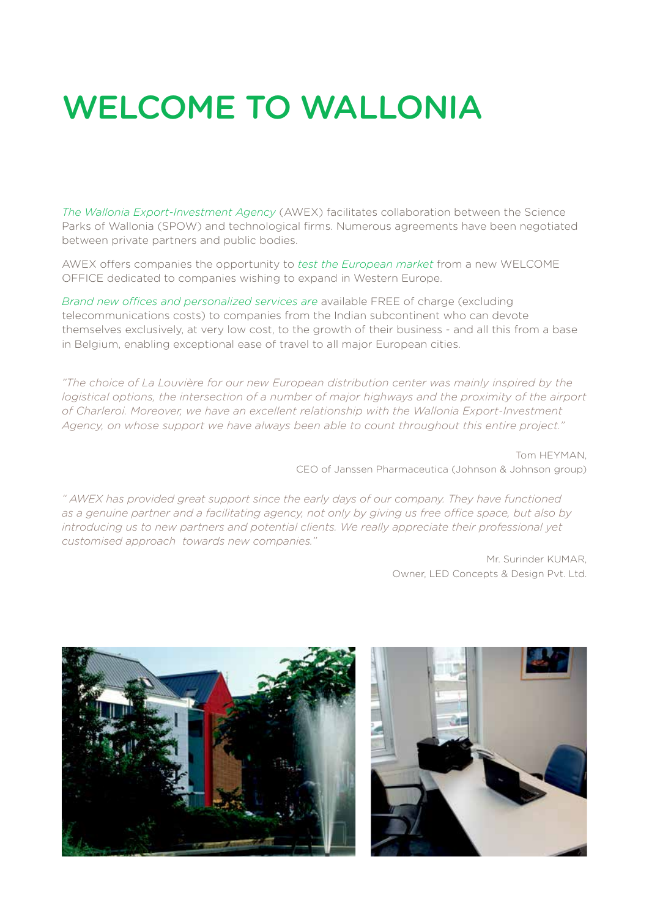# WELCOME TO WALLONIA

*The Wallonia Export-Investment Agency* (AWEX) facilitates collaboration between the Science Parks of Wallonia (SPOW) and technological firms. Numerous agreements have been negotiated between private partners and public bodies.

AWEX offers companies the opportunity to *test the European market* from a new WELCOME OFFICE dedicated to companies wishing to expand in Western Europe.

*Brand new offices and personalized services are* available FREE of charge (excluding telecommunications costs) to companies from the Indian subcontinent who can devote themselves exclusively, at very low cost, to the growth of their business - and all this from a base in Belgium, enabling exceptional ease of travel to all major European cities.

*"The choice of La Louvière for our new European distribution center was mainly inspired by the logistical options, the intersection of a number of major highways and the proximity of the airport of Charleroi. Moreover, we have an excellent relationship with the Wallonia Export-Investment Agency, on whose support we have always been able to count throughout this entire project."*

Tom HEYMAN,
CEO of Janssen Pharmaceutica (Johnson & Johnson group)

*" AWEX has provided great support since the early days of our company. They have functioned as a genuine partner and a facilitating agency, not only by giving us free office space, but also by introducing us to new partners and potential clients. We really appreciate their professional yet customised approach towards new companies."*

Mr. Surinder KUMAR,
Owner, LED Concepts & Design Pvt. Ltd.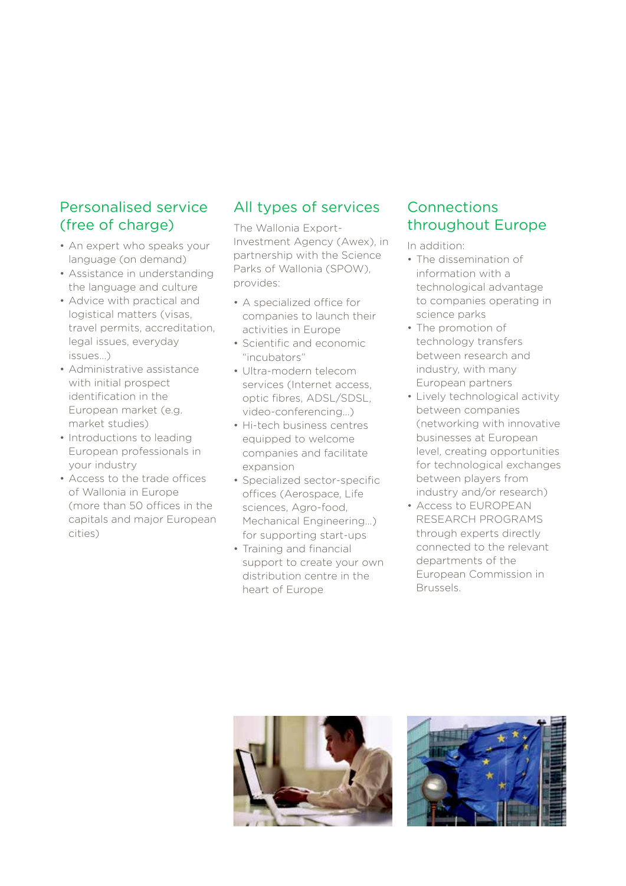## Personalised service (free of charge)

- An expert who speaks your language (on demand)
- Assistance in understanding the language and culture
- Advice with practical and logistical matters (visas, travel permits, accreditation, legal issues, everyday issues...)
- Administrative assistance with initial prospect identification in the European market (e.g. market studies)
- Introductions to leading European professionals in your industry
- Access to the trade offices of Wallonia in Europe (more than 50 offices in the capitals and major European cities)

## All types of services

The Wallonia Export-Investment Agency (Awex), in partnership with the Science Parks of Wallonia (SPOW), provides:

- A specialized office for companies to launch their activities in Europe
- Scientific and economic "incubators"
- Ultra-modern telecom services (Internet access, optic fibres, ADSL/SDSL, video-conferencing...)
- Hi-tech business centres equipped to welcome companies and facilitate expansion
- Specialized sector-specific offices (Aerospace, Life sciences, Agro-food, Mechanical Engineering...) for supporting start-ups
- Training and financial support to create your own distribution centre in the heart of Europe

## Connections throughout Europe

In addition:

- The dissemination of information with a technological advantage to companies operating in science parks
- The promotion of technology transfers between research and industry, with many European partners
- Lively technological activity between companies (networking with innovative businesses at European level, creating opportunities for technological exchanges between players from industry and/or research)
- Access to EUROPEAN RESEARCH PROGRAMS through experts directly connected to the relevant departments of the European Commission in Brussels.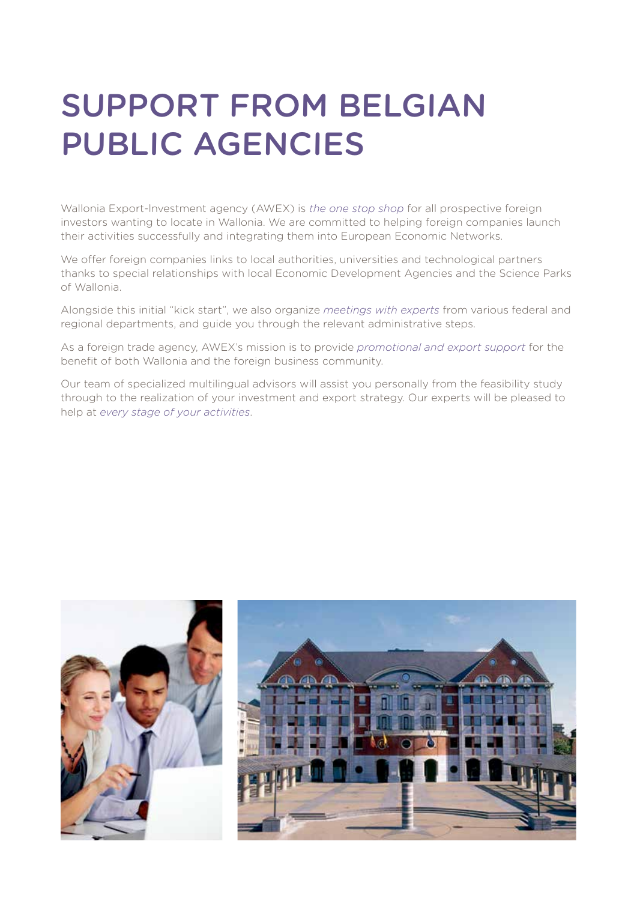# SUPPORT FROM BELGIAN PUBLIC AGENCIES

Wallonia Export-Investment agency (AWEX) is *the one stop shop* for all prospective foreign investors wanting to locate in Wallonia. We are committed to helping foreign companies launch their activities successfully and integrating them into European Economic Networks.

We offer foreign companies links to local authorities, universities and technological partners thanks to special relationships with local Economic Development Agencies and the Science Parks of Wallonia.

Alongside this initial "kick start", we also organize *meetings with experts* from various federal and regional departments, and guide you through the relevant administrative steps.

As a foreign trade agency, AWEX's mission is to provide *promotional and export support* for the benefit of both Wallonia and the foreign business community.

Our team of specialized multilingual advisors will assist you personally from the feasibility study through to the realization of your investment and export strategy. Our experts will be pleased to help at *every stage of your activities*.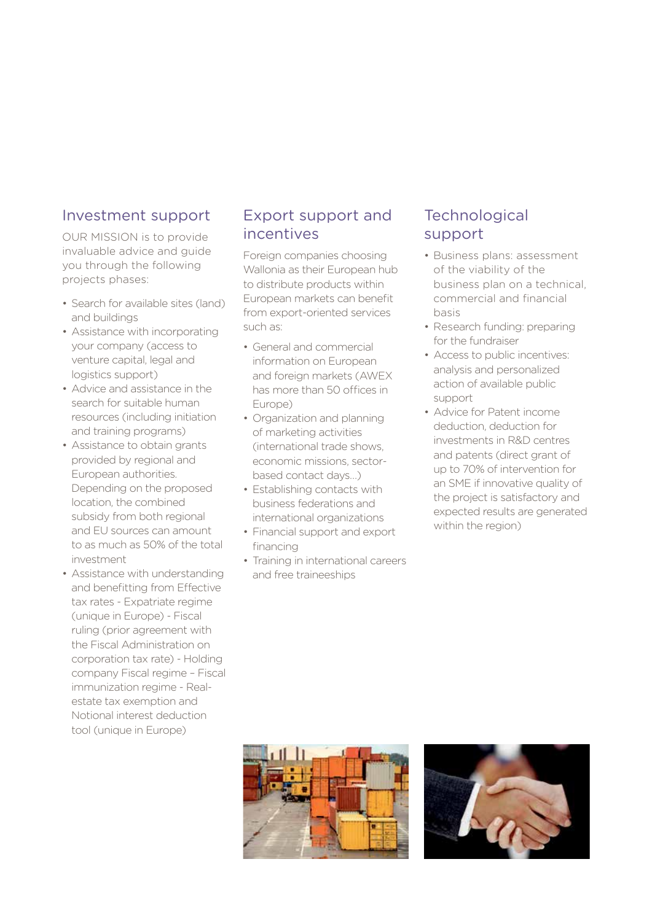## Investment support

OUR MISSION is to provide invaluable advice and guide you through the following projects phases:

- Search for available sites (land) and buildings
- Assistance with incorporating your company (access to venture capital, legal and logistics support)
- Advice and assistance in the search for suitable human resources (including initiation and training programs)
- Assistance to obtain grants provided by regional and European authorities. Depending on the proposed location, the combined subsidy from both regional and EU sources can amount to as much as 50% of the total investment
- Assistance with understanding and benefitting from Effective tax rates - Expatriate regime (unique in Europe) - Fiscal ruling (prior agreement with the Fiscal Administration on corporation tax rate) - Holding company Fiscal regime – Fiscal immunization regime - Real-estate tax exemption and Notional interest deduction tool (unique in Europe)

## Export support and incentives

Foreign companies choosing Wallonia as their European hub to distribute products within European markets can benefit from export-oriented services such as:

- General and commercial information on European and foreign markets (AWEX has more than 50 offices in Europe)
- Organization and planning of marketing activities (international trade shows, economic missions, sector-based contact days...)
- Establishing contacts with business federations and international organizations
- Financial support and export financing
- Training in international careers and free traineeships

## Technological support

- Business plans: assessment of the viability of the business plan on a technical, commercial and financial basis
- Research funding: preparing for the fundraiser
- Access to public incentives: analysis and personalized action of available public support
- Advice for Patent income deduction, deduction for investments in R&D centres and patents (direct grant of up to 70% of intervention for an SME if innovative quality of the project is satisfactory and expected results are generated within the region)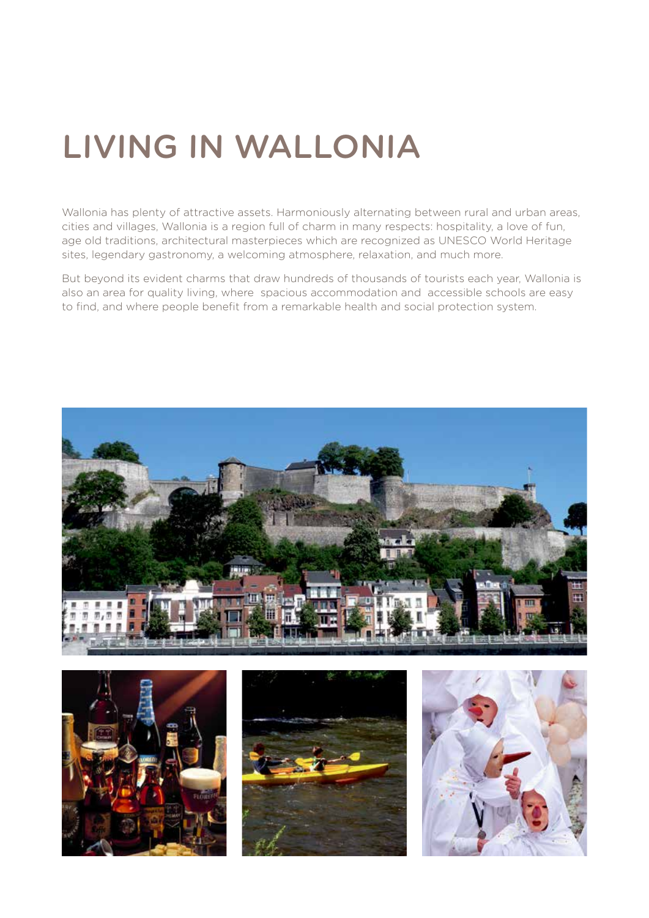# LIVING IN WALLONIA

Wallonia has plenty of attractive assets. Harmoniously alternating between rural and urban areas, cities and villages, Wallonia is a region full of charm in many respects: hospitality, a love of fun, age old traditions, architectural masterpieces which are recognized as UNESCO World Heritage sites, legendary gastronomy, a welcoming atmosphere, relaxation, and much more.

But beyond its evident charms that draw hundreds of thousands of tourists each year, Wallonia is also an area for quality living, where spacious accommodation and accessible schools are easy to find, and where people benefit from a remarkable health and social protection system.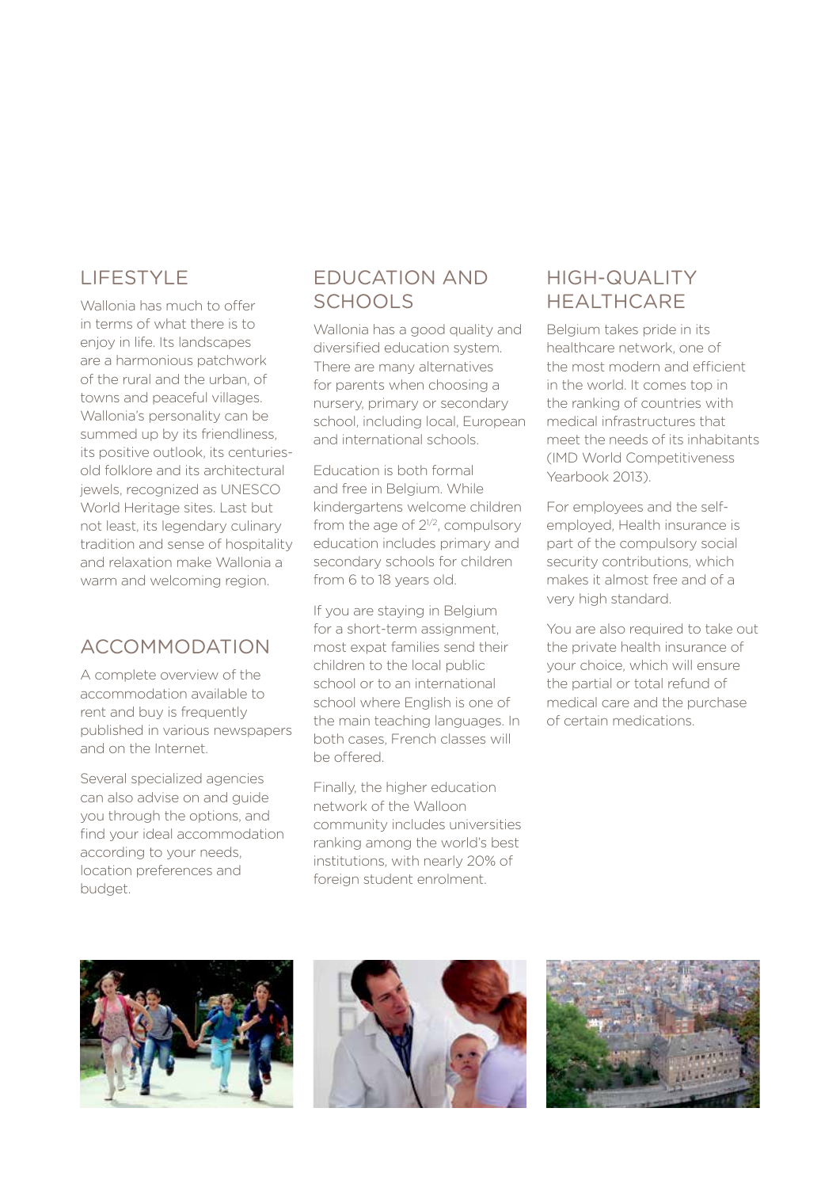## LIFESTYLE

Wallonia has much to offer in terms of what there is to enjoy in life. Its landscapes are a harmonious patchwork of the rural and the urban, of towns and peaceful villages. Wallonia's personality can be summed up by its friendliness, its positive outlook, its centuries-old folklore and its architectural jewels, recognized as UNESCO World Heritage sites. Last but not least, its legendary culinary tradition and sense of hospitality and relaxation make Wallonia a warm and welcoming region.

## ACCOMMODATION

A complete overview of the accommodation available to rent and buy is frequently published in various newspapers and on the Internet.

Several specialized agencies can also advise on and guide you through the options, and find your ideal accommodation according to your needs, location preferences and budget.

## EDUCATION AND SCHOOLS

Wallonia has a good quality and diversified education system. There are many alternatives for parents when choosing a nursery, primary or secondary school, including local, European and international schools.

Education is both formal and free in Belgium. While kindergartens welcome children from the age of $2^{1/2}$, compulsory education includes primary and secondary schools for children from 6 to 18 years old.

If you are staying in Belgium for a short-term assignment, most expat families send their children to the local public school or to an international school where English is one of the main teaching languages. In both cases, French classes will be offered.

Finally, the higher education network of the Walloon community includes universities ranking among the world's best institutions, with nearly 20% of foreign student enrolment.

## HIGH-QUALITY HEALTHCARE

Belgium takes pride in its healthcare network, one of the most modern and efficient in the world. It comes top in the ranking of countries with medical infrastructures that meet the needs of its inhabitants (IMD World Competitiveness Yearbook 2013).

For employees and the self-employed, Health insurance is part of the compulsory social security contributions, which makes it almost free and of a very high standard.

You are also required to take out the private health insurance of your choice, which will ensure the partial or total refund of medical care and the purchase of certain medications.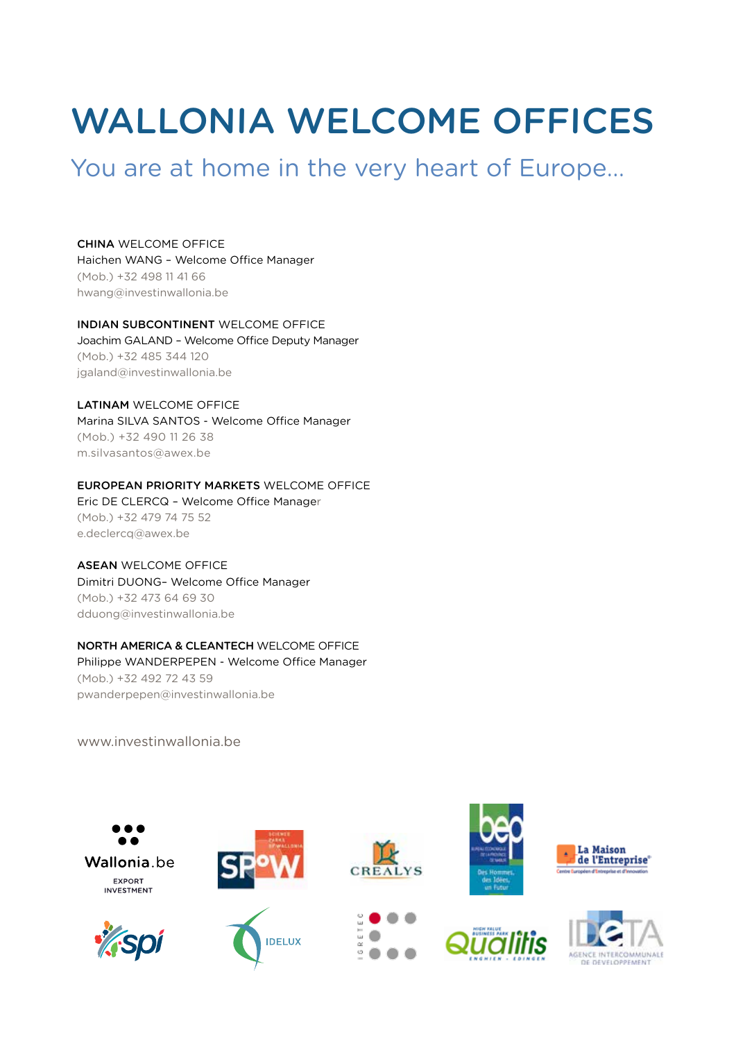# WALLONIA WELCOME OFFICES

## You are at home in the very heart of Europe…

**CHINA** WELCOME OFFICE
Haichen WANG – Welcome Office Manager
(Mob.) +32 498 11 41 66
hwang@investinwallonia.be

**INDIAN SUBCONTINENT** WELCOME OFFICE
Joachim GALAND – Welcome Office Deputy Manager
(Mob.) +32 485 344 120
jgaland@investinwallonia.be

**LATINAM** WELCOME OFFICE
Marina SILVA SANTOS - Welcome Office Manager
(Mob.) +32 490 11 26 38
m.silvasantos@awex.be

**EUROPEAN PRIORITY MARKETS** WELCOME OFFICE
Eric DE CLERCQ – Welcome Office Manager
(Mob.) +32 479 74 75 52
e.declercq@awex.be

**ASEAN** WELCOME OFFICE
Dimitri DUONG– Welcome Office Manager
(Mob.) +32 473 64 69 30
dduong@investinwallonia.be

**NORTH AMERICA & CLEANTECH** WELCOME OFFICE
Philippe WANDERPEPEN - Welcome Office Manager
(Mob.) +32 492 72 43 59
pwanderpepen@investinwallonia.be

www.investinwallonia.be

Wallonia.be
EXPORT
INVESTMENT

SPoW
CREALYS
bep
La Maison de l'Entreprise
spi
IDELUX
IGRETEC
Qualitis
IDETA